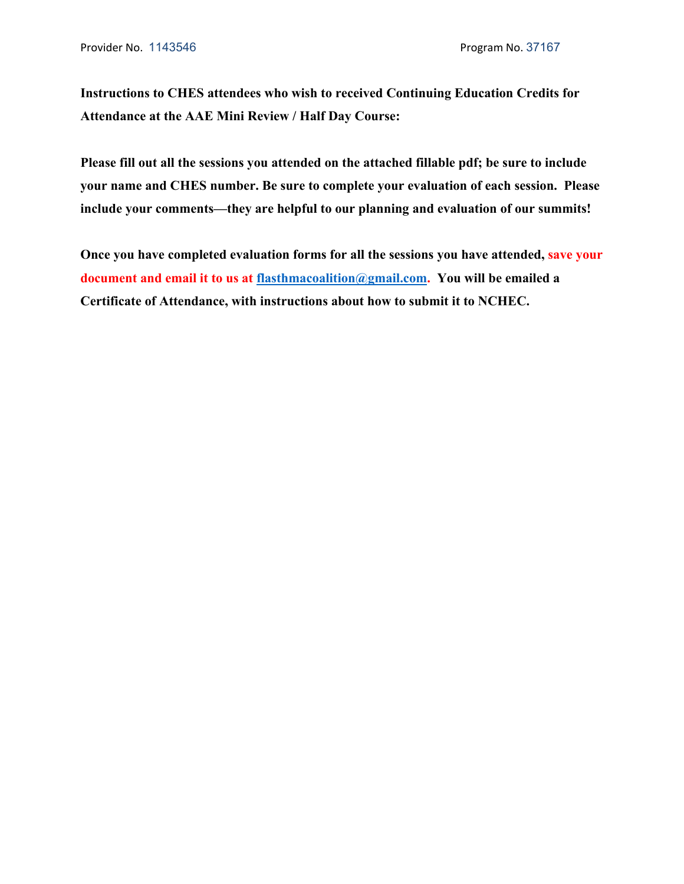Provider No. 1143546 Program No. 37167

**Instructions to CHES attendees who wish to received Continuing Education Credits for Attendance at the AAE Mini Review / Half Day Course:**

**Please fill out all the sessions you attended on the attached fillable pdf; be sure to include your name and CHES number. Be sure to complete your evaluation of each session. Please include your comments—they are helpful to our planning and evaluation of our summits!**

**Once you have completed evaluation forms for all the sessions you have attended, save your document and email it to us at [flasthmacoalition@gmail.com](mailto:flasthmacoalition@gmail.com). You will be emailed a Certificate of Attendance, with instructions about how to submit it to NCHEC.**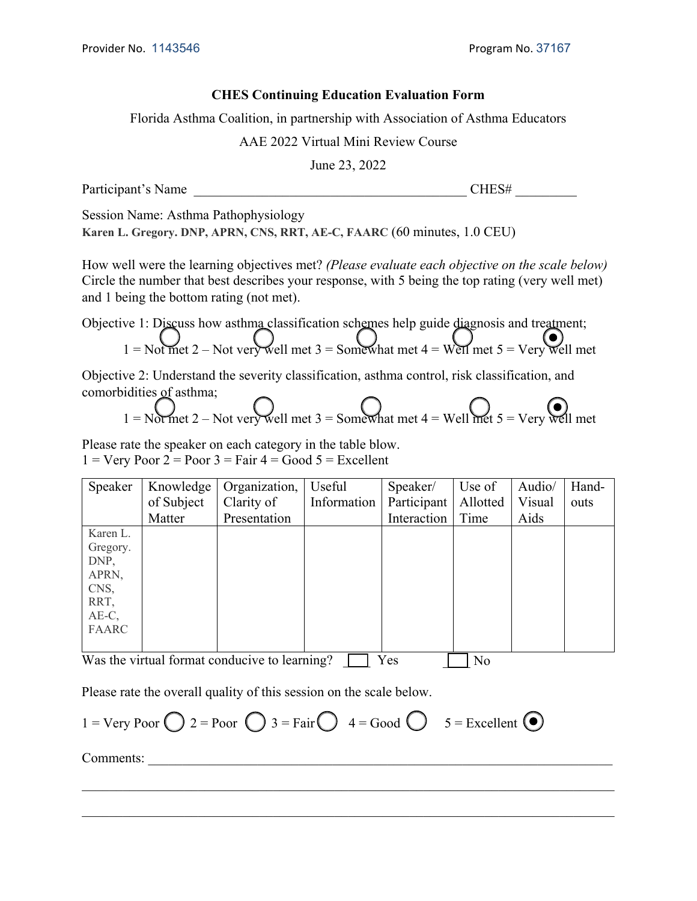Provider No. 1143546 Program No. 37167

**CHES Continuing Education Evaluation Form**

Florida Asthma Coalition, in partnership with Association of Asthma Educators

AAE 2022 Virtual Mini Review Course

June 23, 2022

Participant's Name ________________________________________ CHES# _________

Session Name: Asthma Pathophysiology
**Karen L. Gregory. DNP, APRN, CNS, RRT, AE-C, FAARC** (60 minutes, 1.0 CEU)

How well were the learning objectives met? *(Please evaluate each objective on the scale below)* Circle the number that best describes your response, with 5 being the top rating (very well met) and 1 being the bottom rating (not met).

Objective 1: Discuss how asthma classification schemes help guide diagnosis and treatment;

1 = Not met ○ 2 – Not very well met ○ 3 = Somewhat met ○ 4 = Well met ○ 5 = Very well met ◉

Objective 2: Understand the severity classification, asthma control, risk classification, and comorbidities of asthma;

1 = Not met ○ 2 – Not very well met ○ 3 = Somewhat met ○ 4 = Well met ○ 5 = Very well met ◉

Please rate the speaker on each category in the table blow.
1 = Very Poor 2 = Poor 3 = Fair 4 = Good 5 = Excellent

| Speaker | Knowledge of Subject Matter | Organization, Clarity of Presentation | Useful Information | Speaker/ Participant Interaction | Use of Allotted Time | Audio/ Visual Aids | Hand-outs |
|---|---|---|---|---|---|---|---|
| Karen L. Gregory. DNP, APRN, CNS, RRT, AE-C, FAARC | | | | | | | |

Was the virtual format conducive to learning? ☐ Yes ☐ No

Please rate the overall quality of this session on the scale below.

1 = Very Poor ○ 2 = Poor ○ 3 = Fair ○ 4 = Good ○ 5 = Excellent ◉

Comments: ____________________________________________________________________

_____________________________________________________________________________

_____________________________________________________________________________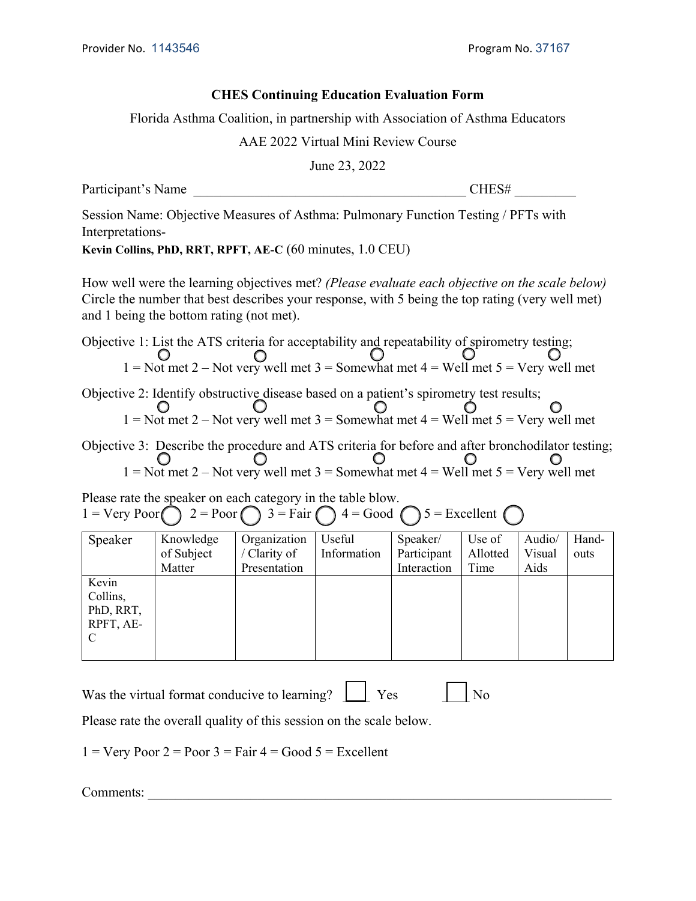Provider No. 1143546 Program No. 37167

**CHES Continuing Education Evaluation Form**

Florida Asthma Coalition, in partnership with Association of Asthma Educators

AAE 2022 Virtual Mini Review Course

June 23, 2022

Participant's Name ________________________________________ CHES# _________

Session Name: Objective Measures of Asthma: Pulmonary Function Testing / PFTs with Interpretations-

**Kevin Collins, PhD, RRT, RPFT, AE-C** (60 minutes, 1.0 CEU)

How well were the learning objectives met? *(Please evaluate each objective on the scale below)* Circle the number that best describes your response, with 5 being the top rating (very well met) and 1 being the bottom rating (not met).

Objective 1: List the ATS criteria for acceptability and repeatability of spirometry testing;

1 = Not met 2 – Not very well met 3 = Somewhat met 4 = Well met 5 = Very well met

Objective 2: Identify obstructive disease based on a patient's spirometry test results;

1 = Not met 2 – Not very well met 3 = Somewhat met 4 = Well met 5 = Very well met

Objective 3: Describe the procedure and ATS criteria for before and after bronchodilator testing;

1 = Not met 2 – Not very well met 3 = Somewhat met 4 = Well met 5 = Very well met

Please rate the speaker on each category in the table blow.

1 = Very Poor 2 = Poor 3 = Fair 4 = Good 5 = Excellent

| Speaker | Knowledge of Subject Matter | Organization / Clarity of Presentation | Useful Information | Speaker/ Participant Interaction | Use of Allotted Time | Audio/ Visual Aids | Hand-outs |
|---|---|---|---|---|---|---|---|
| Kevin Collins, PhD, RRT, RPFT, AE-C | | | | | | | |

Was the virtual format conducive to learning? ☐ Yes ☐ No

Please rate the overall quality of this session on the scale below.

1 = Very Poor 2 = Poor 3 = Fair 4 = Good 5 = Excellent

Comments: ______________________________________________________________________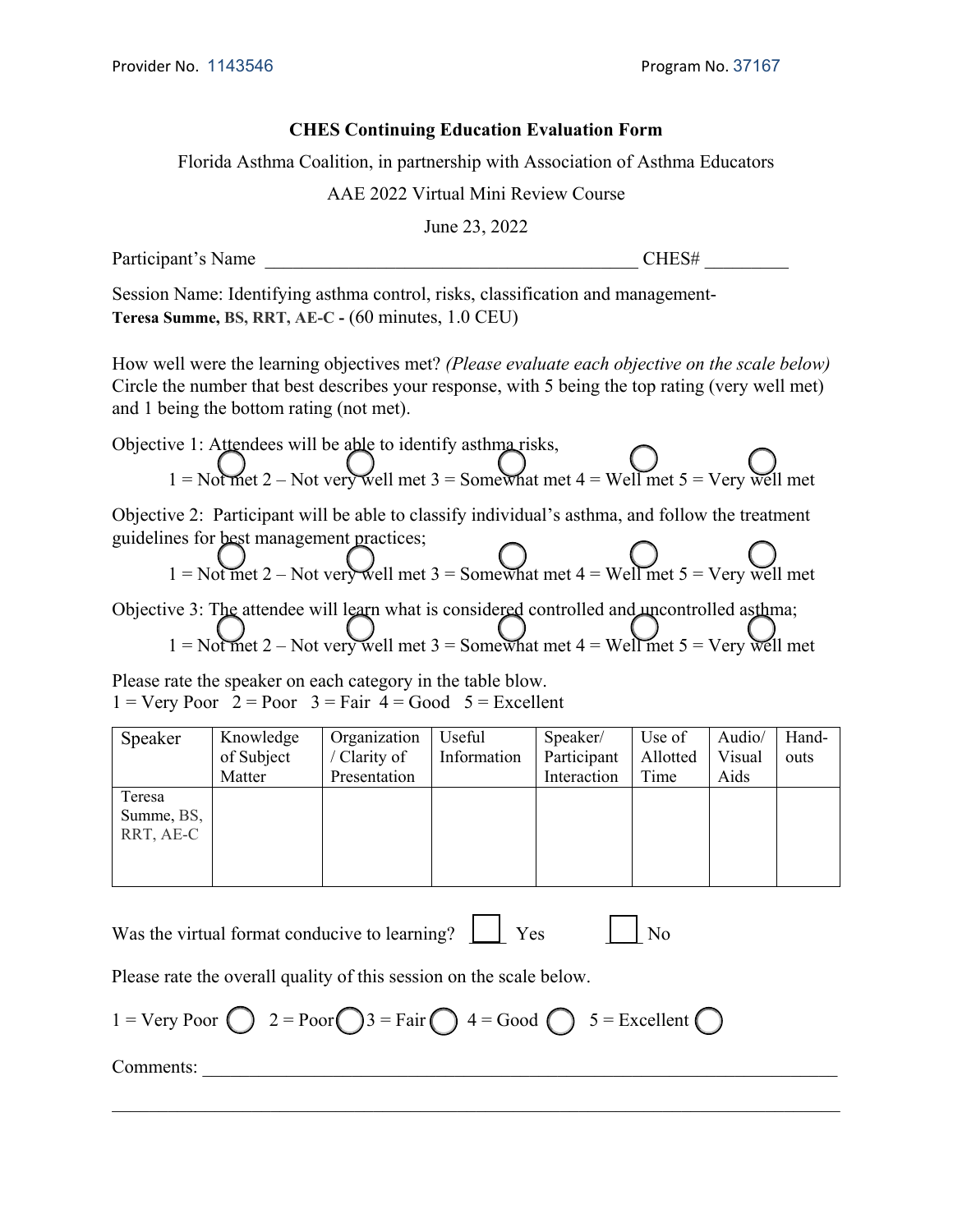Provider No. 1143546 Program No. 37167

## CHES Continuing Education Evaluation Form

Florida Asthma Coalition, in partnership with Association of Asthma Educators

AAE 2022 Virtual Mini Review Course

June 23, 2022

Participant's Name ________________________________________ CHES# _________

Session Name: Identifying asthma control, risks, classification and management- **Teresa Summe, BS, RRT, AE-C -** (60 minutes, 1.0 CEU)

How well were the learning objectives met? *(Please evaluate each objective on the scale below)* Circle the number that best describes your response, with 5 being the top rating (very well met) and 1 being the bottom rating (not met).

Objective 1: Attendees will be able to identify asthma risks,

1 = Not met 2 – Not very well met 3 = Somewhat met 4 = Well met 5 = Very well met

Objective 2: Participant will be able to classify individual's asthma, and follow the treatment guidelines for best management practices;

1 = Not met 2 – Not very well met 3 = Somewhat met 4 = Well met 5 = Very well met

Objective 3: The attendee will learn what is considered controlled and uncontrolled asthma;

1 = Not met 2 – Not very well met 3 = Somewhat met 4 = Well met 5 = Very well met

Please rate the speaker on each category in the table blow.
1 = Very Poor 2 = Poor 3 = Fair 4 = Good 5 = Excellent

| Speaker | Knowledge of Subject Matter | Organization / Clarity of Presentation | Useful Information | Speaker/ Participant Interaction | Use of Allotted Time | Audio/ Visual Aids | Hand-outs |
|---|---|---|---|---|---|---|---|
| Teresa Summe, BS, RRT, AE-C | | | | | | | |

Was the virtual format conducive to learning? ☐ Yes ☐ No

Please rate the overall quality of this session on the scale below.

1 = Very Poor ◯ 2 = Poor ◯ 3 = Fair ◯ 4 = Good ◯ 5 = Excellent ◯

Comments: ____________________________________________________________________

____________________________________________________________________________